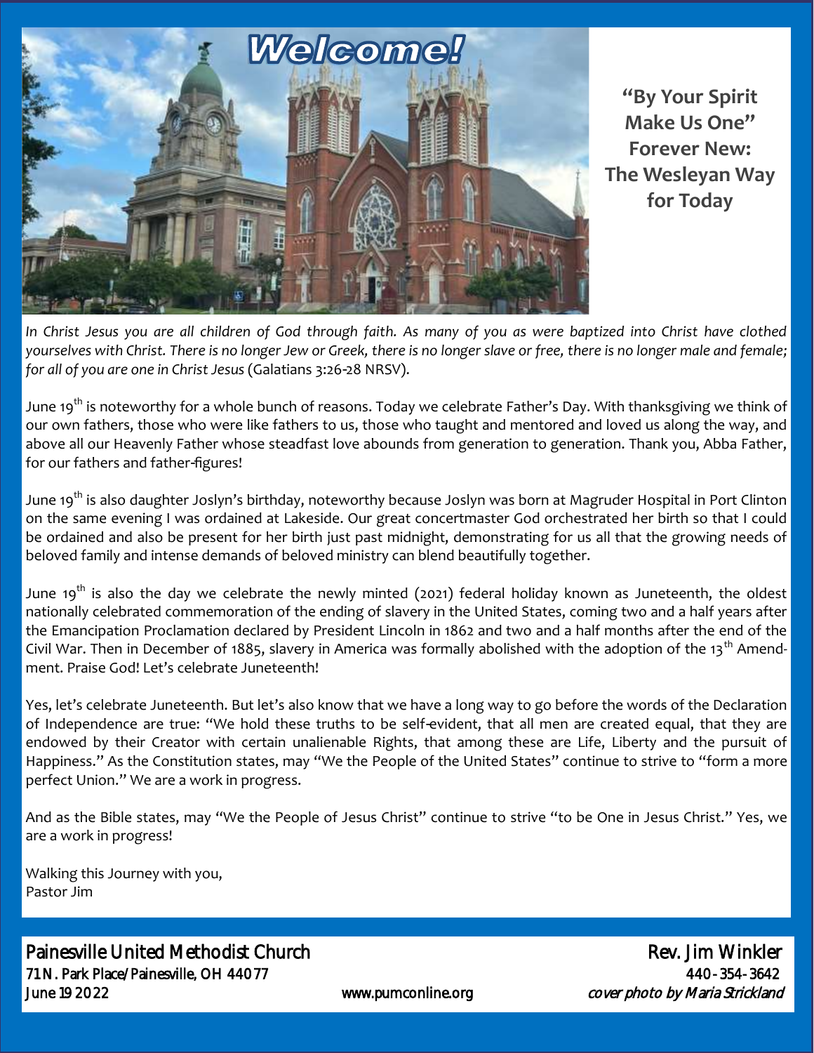# Welcome!

**"By Your Spirit Make Us One"**
**Forever New: The Wesleyan Way for Today**

*In Christ Jesus you are all children of God through faith. As many of you as were baptized into Christ have clothed yourselves with Christ. There is no longer Jew or Greek, there is no longer slave or free, there is no longer male and female; for all of you are one in Christ Jesus* (Galatians 3:26-28 NRSV).

June 19th is noteworthy for a whole bunch of reasons. Today we celebrate Father's Day. With thanksgiving we think of our own fathers, those who were like fathers to us, those who taught and mentored and loved us along the way, and above all our Heavenly Father whose steadfast love abounds from generation to generation. Thank you, Abba Father, for our fathers and father-figures!

June 19th is also daughter Joslyn's birthday, noteworthy because Joslyn was born at Magruder Hospital in Port Clinton on the same evening I was ordained at Lakeside. Our great concertmaster God orchestrated her birth so that I could be ordained and also be present for her birth just past midnight, demonstrating for us all that the growing needs of beloved family and intense demands of beloved ministry can blend beautifully together.

June 19th is also the day we celebrate the newly minted (2021) federal holiday known as Juneteenth, the oldest nationally celebrated commemoration of the ending of slavery in the United States, coming two and a half years after the Emancipation Proclamation declared by President Lincoln in 1862 and two and a half months after the end of the Civil War. Then in December of 1885, slavery in America was formally abolished with the adoption of the 13th Amendment. Praise God! Let's celebrate Juneteenth!

Yes, let's celebrate Juneteenth. But let's also know that we have a long way to go before the words of the Declaration of Independence are true: "We hold these truths to be self-evident, that all men are created equal, that they are endowed by their Creator with certain unalienable Rights, that among these are Life, Liberty and the pursuit of Happiness." As the Constitution states, may "We the People of the United States" continue to strive to "form a more perfect Union." We are a work in progress.

And as the Bible states, may "We the People of Jesus Christ" continue to strive "to be One in Jesus Christ." Yes, we are a work in progress!

Walking this Journey with you,
Pastor Jim

Painesville United Methodist Church
71 N. Park Place/Painesville, OH 44077
June 19 2022

www.pumconline.org

Rev. Jim Winkler
440-354-3642
*cover photo by Maria Strickland*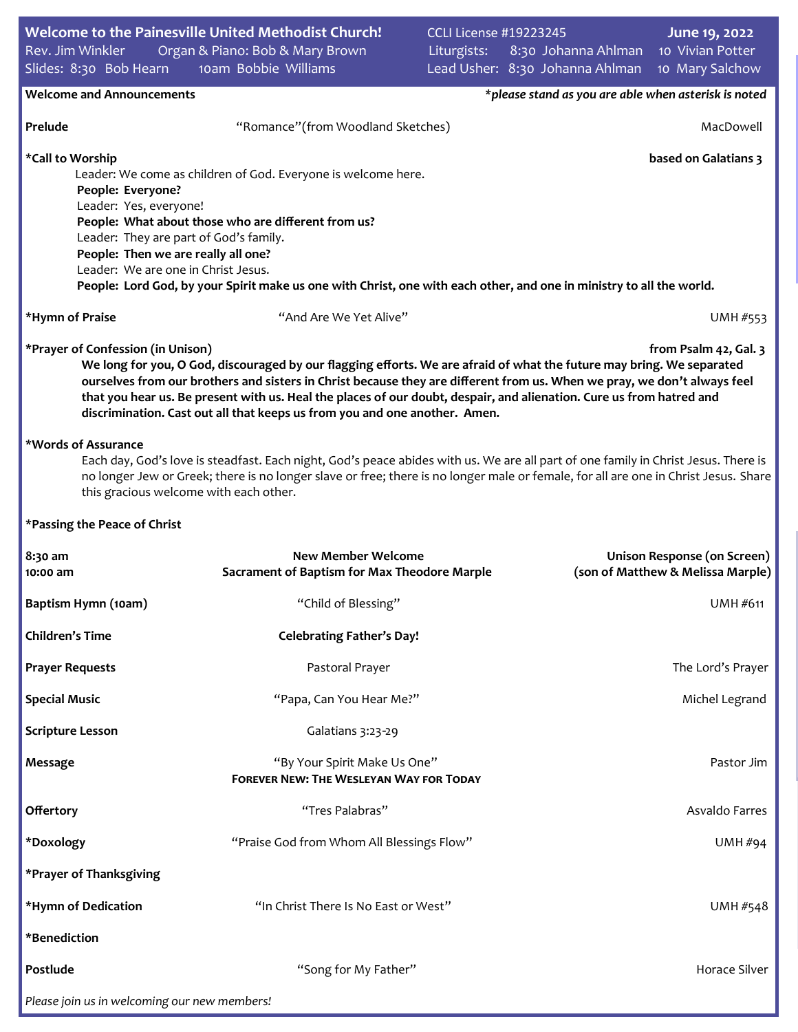**Welcome to the Painesville United Methodist Church!**
Rev. Jim Winkler  Organ & Piano: Bob & Mary Brown
Slides: 8:30 Bob Hearn  10am Bobbie Williams

CCLI License #19223245
Liturgists: 8:30 Johanna Ahlman  10 Vivian Potter
Lead Usher: 8:30 Johanna Ahlman  10 Mary Salchow

**June 19, 2022**

**Welcome and Announcements** *please stand as you are able when asterisk is noted*

**Prelude** "Romance"(from Woodland Sketches) MacDowell

**\*Call to Worship** **based on Galatians 3**

Leader: We come as children of God. Everyone is welcome here.
**People: Everyone?**
Leader: Yes, everyone!
**People: What about those who are different from us?**
Leader: They are part of God's family.
**People: Then we are really all one?**
Leader: We are one in Christ Jesus.
**People: Lord God, by your Spirit make us one with Christ, one with each other, and one in ministry to all the world.**

**\*Hymn of Praise** "And Are We Yet Alive" UMH #553

**\*Prayer of Confession (in Unison)** **from Psalm 42, Gal. 3**

**We long for you, O God, discouraged by our flagging efforts. We are afraid of what the future may bring. We separated ourselves from our brothers and sisters in Christ because they are different from us. When we pray, we don't always feel that you hear us. Be present with us. Heal the places of our doubt, despair, and alienation. Cure us from hatred and discrimination. Cast out all that keeps us from you and one another. Amen.**

**\*Words of Assurance**

Each day, God's love is steadfast. Each night, God's peace abides with us. We are all part of one family in Christ Jesus. There is no longer Jew or Greek; there is no longer slave or free; there is no longer male or female, for all are one in Christ Jesus. Share this gracious welcome with each other.

**\*Passing the Peace of Christ**

**8:30 am** **New Member Welcome** **Unison Response (on Screen)**
**10:00 am** **Sacrament of Baptism for Max Theodore Marple** **(son of Matthew & Melissa Marple)**

**Baptism Hymn (10am)** "Child of Blessing" UMH #611

**Children's Time** **Celebrating Father's Day!**

**Prayer Requests** Pastoral Prayer The Lord's Prayer

**Special Music** "Papa, Can You Hear Me?" Michel Legrand

**Scripture Lesson** Galatians 3:23-29

**Message** "By Your Spirit Make Us One" Pastor Jim
**FOREVER NEW: THE WESLEYAN WAY FOR TODAY**

**Offertory** "Tres Palabras" Asvaldo Farres

**\*Doxology** "Praise God from Whom All Blessings Flow" UMH #94

**\*Prayer of Thanksgiving**

**\*Hymn of Dedication** "In Christ There Is No East or West" UMH #548

**\*Benediction**

**Postlude** "Song for My Father" Horace Silver

*Please join us in welcoming our new members!*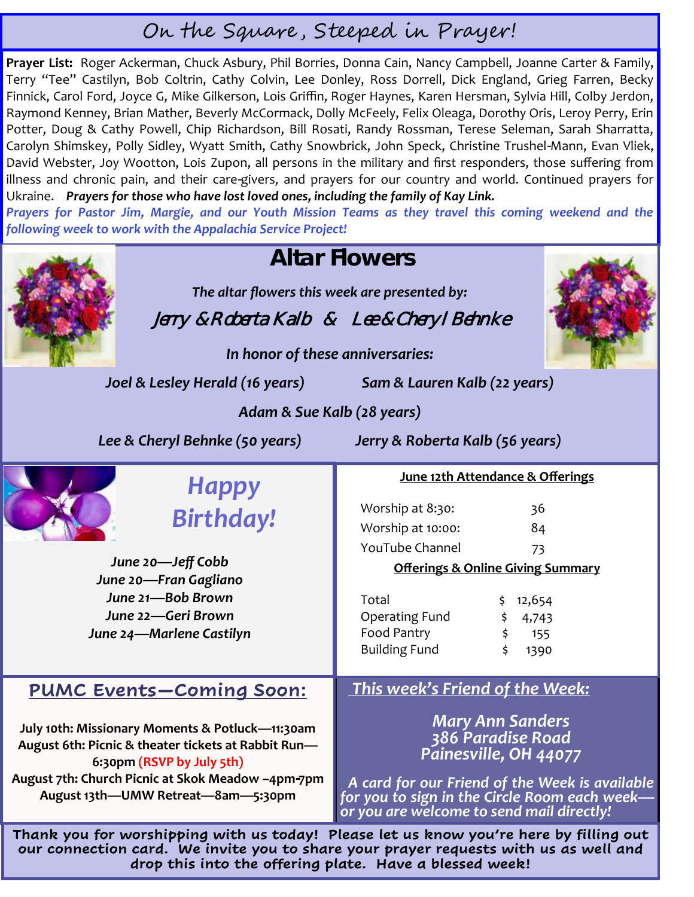# On the Square, Steeped in Prayer!

**Prayer List:** Roger Ackerman, Chuck Asbury, Phil Borries, Donna Cain, Nancy Campbell, Joanne Carter & Family, Terry "Tee" Castilyn, Bob Coltrin, Cathy Colvin, Lee Donley, Ross Dorrell, Dick England, Grieg Farren, Becky Finnick, Carol Ford, Joyce G, Mike Gilkerson, Lois Griffin, Roger Haynes, Karen Hersman, Sylvia Hill, Colby Jerdon, Raymond Kenney, Brian Mather, Beverly McCormack, Dolly McFeely, Felix Oleaga, Dorothy Oris, Leroy Perry, Erin Potter, Doug & Cathy Powell, Chip Richardson, Bill Rosati, Randy Rossman, Terese Seleman, Sarah Sharratta, Carolyn Shimskey, Polly Sidley, Wyatt Smith, Cathy Snowbrick, John Speck, Christine Trushel-Mann, Evan Vliek, David Webster, Joy Wootton, Lois Zupon, all persons in the military and first responders, those suffering from illness and chronic pain, and their care-givers, and prayers for our country and world. Continued prayers for Ukraine. ***Prayers for those who have lost loved ones, including the family of Kay Link.***

***Prayers for Pastor Jim, Margie, and our Youth Mission Teams as they travel this coming weekend and the following week to work with the Appalachia Service Project!***

## Altar Flowers

*The altar flowers this week are presented by:*

*Jerry & Roberta Kalb & Lee & Cheryl Behnke*

*In honor of these anniversaries:*

*Joel & Lesley Herald (16 years)*

*Sam & Lauren Kalb (22 years)*

*Adam & Sue Kalb (28 years)*

*Lee & Cheryl Behnke (50 years)*

*Jerry & Roberta Kalb (56 years)*

## Happy Birthday!

*June 20—Jeff Cobb*
*June 20—Fran Gagliano*
*June 21—Bob Brown*
*June 22—Geri Brown*
*June 24—Marlene Castilyn*

**June 12th Attendance & Offerings**

| | |
|---|---|
| Worship at 8:30: | 36 |
| Worship at 10:00: | 84 |
| YouTube Channel | 73 |

**Offerings & Online Giving Summary**

| | |
|---|---|
| Total | $ 12,654 |
| Operating Fund | $ 4,743 |
| Food Pantry | $ 155 |
| Building Fund | $ 1390 |

## PUMC Events—Coming Soon:

**July 10th: Missionary Moments & Potluck—11:30am**
**August 6th: Picnic & theater tickets at Rabbit Run—6:30pm (RSVP by July 5th)**
**August 7th: Church Picnic at Skok Meadow –4pm-7pm**
**August 13th—UMW Retreat—8am—5:30pm**

## This week's Friend of the Week:

*Mary Ann Sanders*
*386 Paradise Road*
*Painesville, OH 44077*

*A card for our Friend of the Week is available for you to sign in the Circle Room each week—or you are welcome to send mail directly!*

**Thank you for worshipping with us today! Please let us know you're here by filling out our connection card. We invite you to share your prayer requests with us as well and drop this into the offering plate. Have a blessed week!**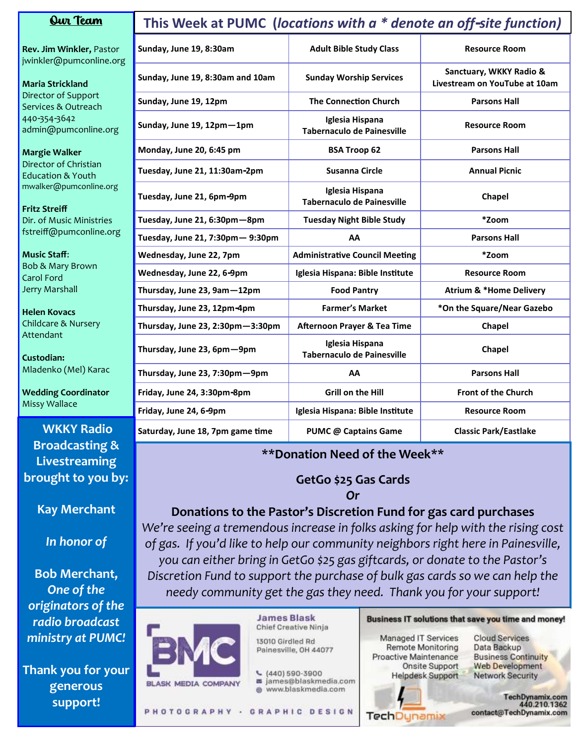## Our Team

**Rev. Jim Winkler,** Pastor
jwinkler@pumconline.org

**Maria Strickland**
Director of Support Services & Outreach
440-354-3642
admin@pumconline.org

**Margie Walker**
Director of Christian Education & Youth
mwalker@pumconline.org

**Fritz Streiff**
Dir. of Music Ministries
fstreiff@pumconline.org

**Music Staff:**
Bob & Mary Brown
Carol Ford
Jerry Marshall

**Helen Kovacs**
Childcare & Nursery Attendant

**Custodian:**
Mladenko (Mel) Karac

**Wedding Coordinator**
Missy Wallace

**WKKY Radio Broadcasting & Livestreaming brought to you by:**

**Kay Merchant**

***In honor of***

**Bob Merchant,** ***One of the originators of the radio broadcast ministry at PUMC!***

**Thank you for your generous support!**

## This Week at PUMC (*locations with a * denote an off-site function*)

| | | |
|---|---|---|
| **Sunday, June 19, 8:30am** | **Adult Bible Study Class** | **Resource Room** |
| **Sunday, June 19, 8:30am and 10am** | **Sunday Worship Services** | **Sanctuary, WKKY Radio & Livestream on YouTube at 10am** |
| **Sunday, June 19, 12pm** | **The Connection Church** | **Parsons Hall** |
| **Sunday, June 19, 12pm—1pm** | **Iglesia Hispana Tabernaculo de Painesville** | **Resource Room** |
| **Monday, June 20, 6:45 pm** | **BSA Troop 62** | **Parsons Hall** |
| **Tuesday, June 21, 11:30am-2pm** | **Susanna Circle** | **Annual Picnic** |
| **Tuesday, June 21, 6pm-9pm** | **Iglesia Hispana Tabernaculo de Painesville** | **Chapel** |
| **Tuesday, June 21, 6:30pm—8pm** | **Tuesday Night Bible Study** | ***Zoom** |
| **Tuesday, June 21, 7:30pm— 9:30pm** | **AA** | **Parsons Hall** |
| **Wednesday, June 22, 7pm** | **Administrative Council Meeting** | ***Zoom** |
| **Wednesday, June 22, 6-9pm** | **Iglesia Hispana: Bible Institute** | **Resource Room** |
| **Thursday, June 23, 9am—12pm** | **Food Pantry** | **Atrium & *Home Delivery** |
| **Thursday, June 23, 12pm-4pm** | **Farmer's Market** | ***On the Square/Near Gazebo** |
| **Thursday, June 23, 2:30pm—3:30pm** | **Afternoon Prayer & Tea Time** | **Chapel** |
| **Thursday, June 23, 6pm—9pm** | **Iglesia Hispana Tabernaculo de Painesville** | **Chapel** |
| **Thursday, June 23, 7:30pm—9pm** | **AA** | **Parsons Hall** |
| **Friday, June 24, 3:30pm-8pm** | **Grill on the Hill** | **Front of the Church** |
| **Friday, June 24, 6-9pm** | **Iglesia Hispana: Bible Institute** | **Resource Room** |
| **Saturday, June 18, 7pm game time** | **PUMC @ Captains Game** | **Classic Park/Eastlake** |

**\*\*Donation Need of the Week\*\***

**GetGo $25 Gas Cards**
***Or***
**Donations to the Pastor's Discretion Fund for gas card purchases**

*We're seeing a tremendous increase in folks asking for help with the rising cost of gas. If you'd like to help our community neighbors right here in Painesville, you can either bring in GetGo $25 gas giftcards, or donate to the Pastor's Discretion Fund to support the purchase of bulk gas cards so we can help the needy community get the gas they need. Thank you for your support!*

BMC
BLASK MEDIA COMPANY
James Blask
Chief Creative Ninja
13010 Girdled Rd
Painesville, OH 44077
(440) 590-3900
james@blaskmedia.com
www.blaskmedia.com
PHOTOGRAPHY · GRAPHIC DESIGN

Business IT solutions that save you time and money!
Managed IT Services
Remote Monitoring
Proactive Maintenance
Onsite Support
Helpdesk Support
Cloud Services
Data Backup
Business Continuity
Web Development
Network Security
TechDynamix
TechDynamix.com
440.210.1362
contact@TechDynamix.com